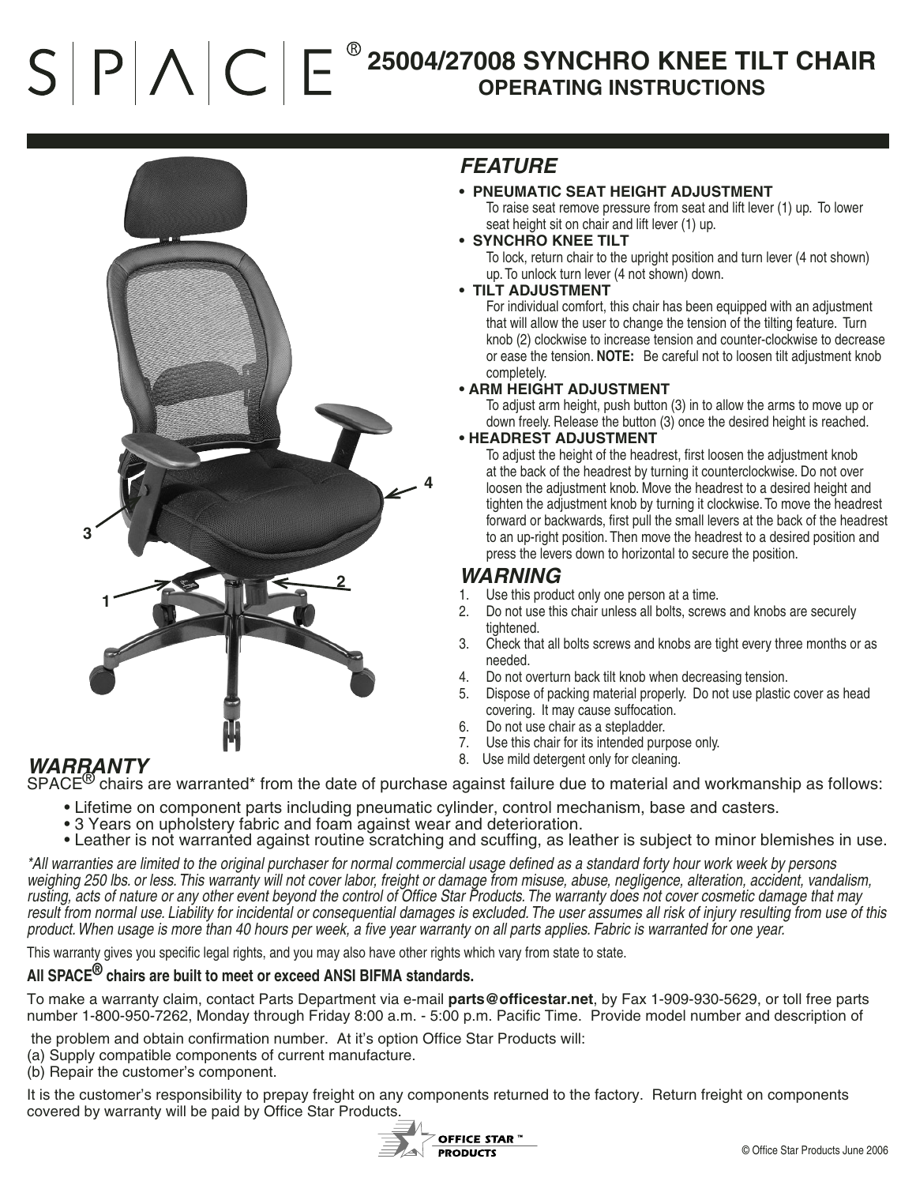# SPACE® 25004/27008 SYNCHRO KNEE TILT CHAIR OPERATING INSTRUCTIONS

## FEATURE

- **PNEUMATIC SEAT HEIGHT ADJUSTMENT**
  To raise seat remove pressure from seat and lift lever (1) up. To lower seat height sit on chair and lift lever (1) up.
- **SYNCHRO KNEE TILT**
  To lock, return chair to the upright position and turn lever (4 not shown) up. To unlock turn lever (4 not shown) down.
- **TILT ADJUSTMENT**
  For individual comfort, this chair has been equipped with an adjustment that will allow the user to change the tension of the tilting feature. Turn knob (2) clockwise to increase tension and counter-clockwise to decrease or ease the tension. **NOTE:** Be careful not to loosen tilt adjustment knob completely.
- **ARM HEIGHT ADJUSTMENT**
  To adjust arm height, push button (3) in to allow the arms to move up or down freely. Release the button (3) once the desired height is reached.
- **HEADREST ADJUSTMENT**
  To adjust the height of the headrest, first loosen the adjustment knob at the back of the headrest by turning it counterclockwise. Do not over loosen the adjustment knob. Move the headrest to a desired height and tighten the adjustment knob by turning it clockwise. To move the headrest forward or backwards, first pull the small levers at the back of the headrest to an up-right position. Then move the headrest to a desired position and press the levers down to horizontal to secure the position.

## WARNING

1. Use this product only one person at a time.
2. Do not use this chair unless all bolts, screws and knobs are securely tightened.
3. Check that all bolts screws and knobs are tight every three months or as needed.
4. Do not overturn back tilt knob when decreasing tension.
5. Dispose of packing material properly. Do not use plastic cover as head covering. It may cause suffocation.
6. Do not use chair as a stepladder.
7. Use this chair for its intended purpose only.
8. Use mild detergent only for cleaning.

## WARRANTY

SPACE® chairs are warranted* from the date of purchase against failure due to material and workmanship as follows:

- Lifetime on component parts including pneumatic cylinder, control mechanism, base and casters.
- 3 Years on upholstery fabric and foam against wear and deterioration.
- Leather is not warranted against routine scratching and scuffing, as leather is subject to minor blemishes in use.

*\*All warranties are limited to the original purchaser for normal commercial usage defined as a standard forty hour work week by persons weighing 250 lbs. or less. This warranty will not cover labor, freight or damage from misuse, abuse, negligence, alteration, accident, vandalism, rusting, acts of nature or any other event beyond the control of Office Star Products. The warranty does not cover cosmetic damage that may result from normal use. Liability for incidental or consequential damages is excluded. The user assumes all risk of injury resulting from use of this product. When usage is more than 40 hours per week, a five year warranty on all parts applies. Fabric is warranted for one year.*

This warranty gives you specific legal rights, and you may also have other rights which vary from state to state.

**All SPACE® chairs are built to meet or exceed ANSI BIFMA standards.**

To make a warranty claim, contact Parts Department via e-mail **parts@officestar.net**, by Fax 1-909-930-5629, or toll free parts number 1-800-950-7262, Monday through Friday 8:00 a.m. - 5:00 p.m. Pacific Time. Provide model number and description of the problem and obtain confirmation number. At it's option Office Star Products will:

(a) Supply compatible components of current manufacture.
(b) Repair the customer's component.

It is the customer's responsibility to prepay freight on any components returned to the factory. Return freight on components covered by warranty will be paid by Office Star Products.

OFFICE STAR™ PRODUCTS

© Office Star Products June 2006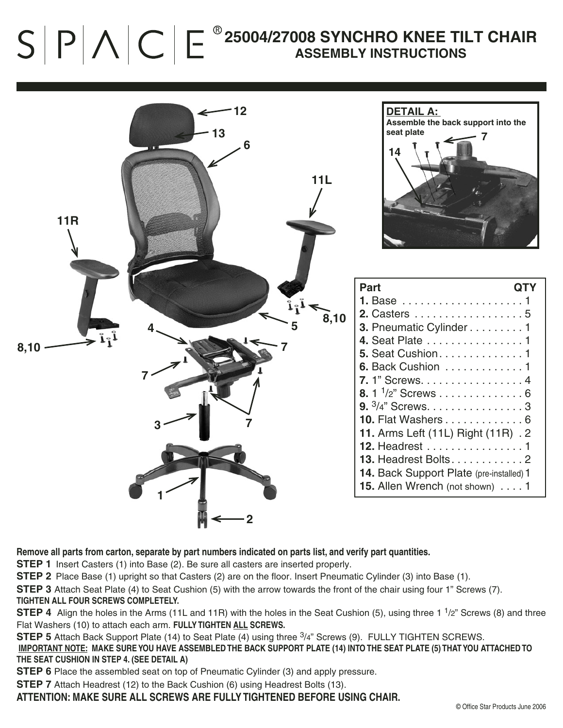# SPACE® 25004/27008 SYNCHRO KNEE TILT CHAIR ASSEMBLY INSTRUCTIONS

12
13
6
11L
11R
8,10
8,10
4
5
7
7
7
3
1
2

**DETAIL A:**
**Assemble the back support into the seat plate**
7
14

| Part | QTY |
|---|---|
| **1.** Base | 1 |
| **2.** Casters | 5 |
| **3.** Pneumatic Cylinder | 1 |
| **4.** Seat Plate | 1 |
| **5.** Seat Cushion | 1 |
| **6.** Back Cushion | 1 |
| **7.** 1" Screws | 4 |
| **8.** 1 1/2" Screws | 6 |
| **9.** 3/4" Screws | 3 |
| **10.** Flat Washers | 6 |
| **11.** Arms Left (11L) Right (11R) | 2 |
| **12.** Headrest | 1 |
| **13.** Headrest Bolts | 2 |
| **14.** Back Support Plate (pre-installed) | 1 |
| **15.** Allen Wrench (not shown) | 1 |

**Remove all parts from carton, separate by part numbers indicated on parts list, and verify part quantities.**

**STEP 1** Insert Casters (1) into Base (2). Be sure all casters are inserted properly.

**STEP 2** Place Base (1) upright so that Casters (2) are on the floor. Insert Pneumatic Cylinder (3) into Base (1).

**STEP 3** Attach Seat Plate (4) to Seat Cushion (5) with the arrow towards the front of the chair using four 1" Screws (7). **TIGHTEN ALL FOUR SCREWS COMPLETELY.**

**STEP 4** Align the holes in the Arms (11L and 11R) with the holes in the Seat Cushion (5), using three 1 1/2" Screws (8) and three Flat Washers (10) to attach each arm. **FULLY TIGHTEN ALL SCREWS.**

**STEP 5** Attach Back Support Plate (14) to Seat Plate (4) using three 3/4" Screws (9). FULLY TIGHTEN SCREWS.
**IMPORTANT NOTE: MAKE SURE YOU HAVE ASSEMBLED THE BACK SUPPORT PLATE (14) INTO THE SEAT PLATE (5) THAT YOU ATTACHED TO THE SEAT CUSHION IN STEP 4. (SEE DETAIL A)**

**STEP 6** Place the assembled seat on top of Pneumatic Cylinder (3) and apply pressure.

**STEP 7** Attach Headrest (12) to the Back Cushion (6) using Headrest Bolts (13).

**ATTENTION: MAKE SURE ALL SCREWS ARE FULLY TIGHTENED BEFORE USING CHAIR.**

© Office Star Products June 2006